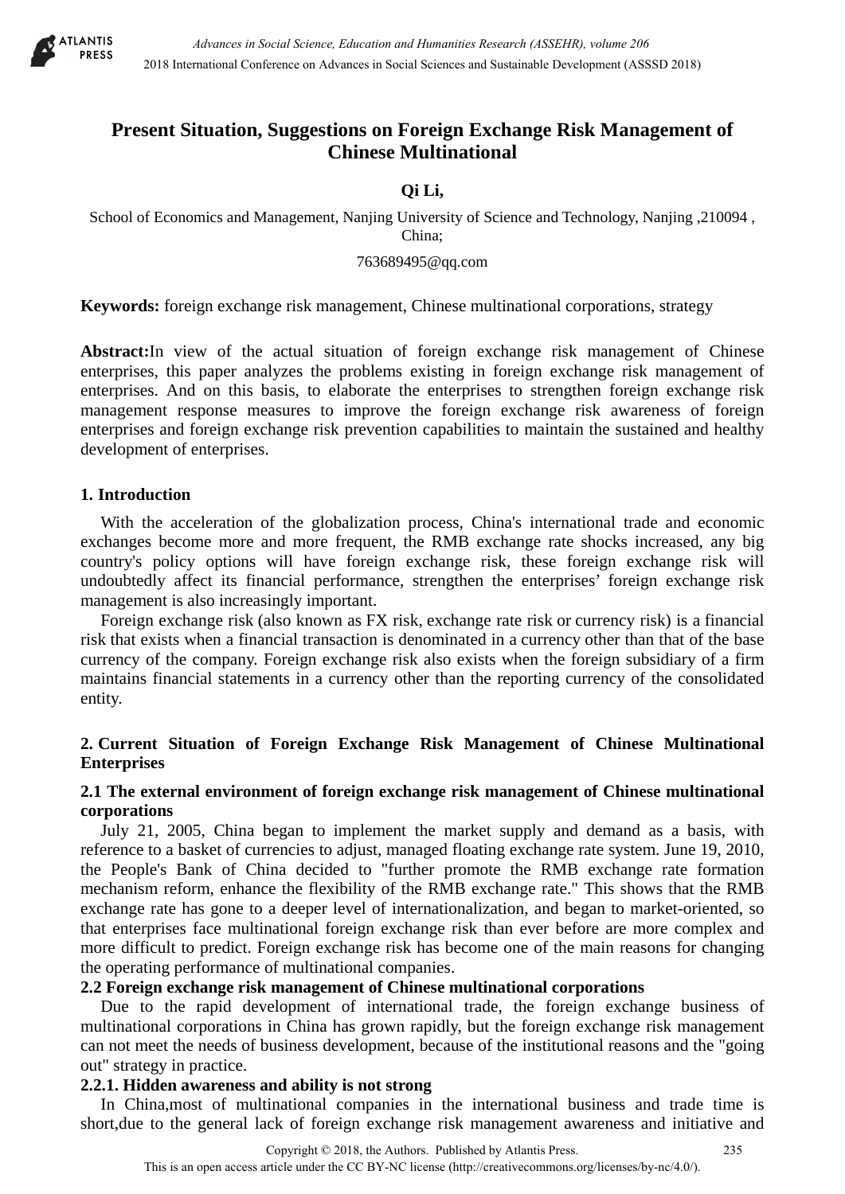# Present Situation, Suggestions on Foreign Exchange Risk Management of Chinese Multinational

**Qi Li,**

School of Economics and Management, Nanjing University of Science and Technology, Nanjing ,210094 , China;

763689495@qq.com

**Keywords:** foreign exchange risk management, Chinese multinational corporations, strategy

**Abstract:**In view of the actual situation of foreign exchange risk management of Chinese enterprises, this paper analyzes the problems existing in foreign exchange risk management of enterprises. And on this basis, to elaborate the enterprises to strengthen foreign exchange risk management response measures to improve the foreign exchange risk awareness of foreign enterprises and foreign exchange risk prevention capabilities to maintain the sustained and healthy development of enterprises.

## 1. Introduction

With the acceleration of the globalization process, China's international trade and economic exchanges become more and more frequent, the RMB exchange rate shocks increased, any big country's policy options will have foreign exchange risk, these foreign exchange risk will undoubtedly affect its financial performance, strengthen the enterprises' foreign exchange risk management is also increasingly important.

Foreign exchange risk (also known as FX risk, exchange rate risk or currency risk) is a financial risk that exists when a financial transaction is denominated in a currency other than that of the base currency of the company. Foreign exchange risk also exists when the foreign subsidiary of a firm maintains financial statements in a currency other than the reporting currency of the consolidated entity.

## 2. Current Situation of Foreign Exchange Risk Management of Chinese Multinational Enterprises

### 2.1 The external environment of foreign exchange risk management of Chinese multinational corporations

July 21, 2005, China began to implement the market supply and demand as a basis, with reference to a basket of currencies to adjust, managed floating exchange rate system. June 19, 2010, the People's Bank of China decided to "further promote the RMB exchange rate formation mechanism reform, enhance the flexibility of the RMB exchange rate." This shows that the RMB exchange rate has gone to a deeper level of internationalization, and began to market-oriented, so that enterprises face multinational foreign exchange risk than ever before are more complex and more difficult to predict. Foreign exchange risk has become one of the main reasons for changing the operating performance of multinational companies.

### 2.2 Foreign exchange risk management of Chinese multinational corporations

Due to the rapid development of international trade, the foreign exchange business of multinational corporations in China has grown rapidly, but the foreign exchange risk management can not meet the needs of business development, because of the institutional reasons and the "going out" strategy in practice.

#### 2.2.1. Hidden awareness and ability is not strong

In China,most of multinational companies in the international business and trade time is short,due to the general lack of foreign exchange risk management awareness and initiative and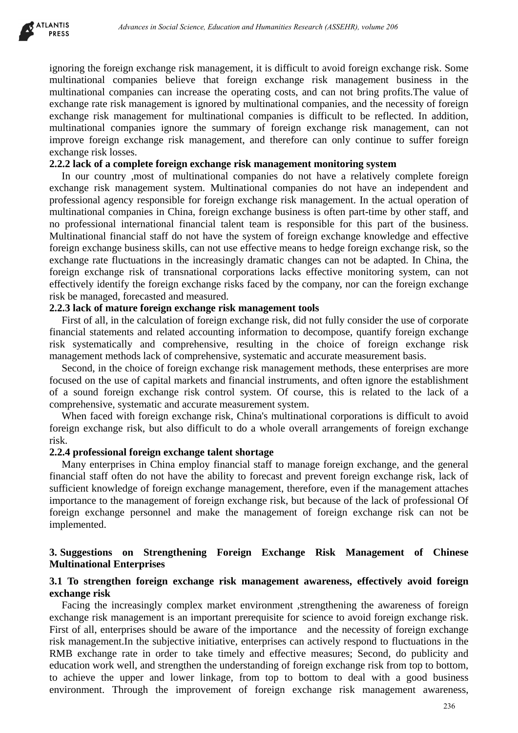ignoring the foreign exchange risk management, it is difficult to avoid foreign exchange risk. Some multinational companies believe that foreign exchange risk management business in the multinational companies can increase the operating costs, and can not bring profits.The value of exchange rate risk management is ignored by multinational companies, and the necessity of foreign exchange risk management for multinational companies is difficult to be reflected. In addition, multinational companies ignore the summary of foreign exchange risk management, can not improve foreign exchange risk management, and therefore can only continue to suffer foreign exchange risk losses.

**2.2.2 lack of a complete foreign exchange risk management monitoring system**

In our country ,most of multinational companies do not have a relatively complete foreign exchange risk management system. Multinational companies do not have an independent and professional agency responsible for foreign exchange risk management. In the actual operation of multinational companies in China, foreign exchange business is often part-time by other staff, and no professional international financial talent team is responsible for this part of the business. Multinational financial staff do not have the system of foreign exchange knowledge and effective foreign exchange business skills, can not use effective means to hedge foreign exchange risk, so the exchange rate fluctuations in the increasingly dramatic changes can not be adapted. In China, the foreign exchange risk of transnational corporations lacks effective monitoring system, can not effectively identify the foreign exchange risks faced by the company, nor can the foreign exchange risk be managed, forecasted and measured.

**2.2.3 lack of mature foreign exchange risk management tools**

First of all, in the calculation of foreign exchange risk, did not fully consider the use of corporate financial statements and related accounting information to decompose, quantify foreign exchange risk systematically and comprehensive, resulting in the choice of foreign exchange risk management methods lack of comprehensive, systematic and accurate measurement basis.

Second, in the choice of foreign exchange risk management methods, these enterprises are more focused on the use of capital markets and financial instruments, and often ignore the establishment of a sound foreign exchange risk control system. Of course, this is related to the lack of a comprehensive, systematic and accurate measurement system.

When faced with foreign exchange risk, China's multinational corporations is difficult to avoid foreign exchange risk, but also difficult to do a whole overall arrangements of foreign exchange risk.

**2.2.4 professional foreign exchange talent shortage**

Many enterprises in China employ financial staff to manage foreign exchange, and the general financial staff often do not have the ability to forecast and prevent foreign exchange risk, lack of sufficient knowledge of foreign exchange management, therefore, even if the management attaches importance to the management of foreign exchange risk, but because of the lack of professional Of foreign exchange personnel and make the management of foreign exchange risk can not be implemented.

## 3. Suggestions on Strengthening Foreign Exchange Risk Management of Chinese Multinational Enterprises

### 3.1 To strengthen foreign exchange risk management awareness, effectively avoid foreign exchange risk

Facing the increasingly complex market environment ,strengthening the awareness of foreign exchange risk management is an important prerequisite for science to avoid foreign exchange risk. First of all, enterprises should be aware of the importance and the necessity of foreign exchange risk management.In the subjective initiative, enterprises can actively respond to fluctuations in the RMB exchange rate in order to take timely and effective measures; Second, do publicity and education work well, and strengthen the understanding of foreign exchange risk from top to bottom, to achieve the upper and lower linkage, from top to bottom to deal with a good business environment. Through the improvement of foreign exchange risk management awareness,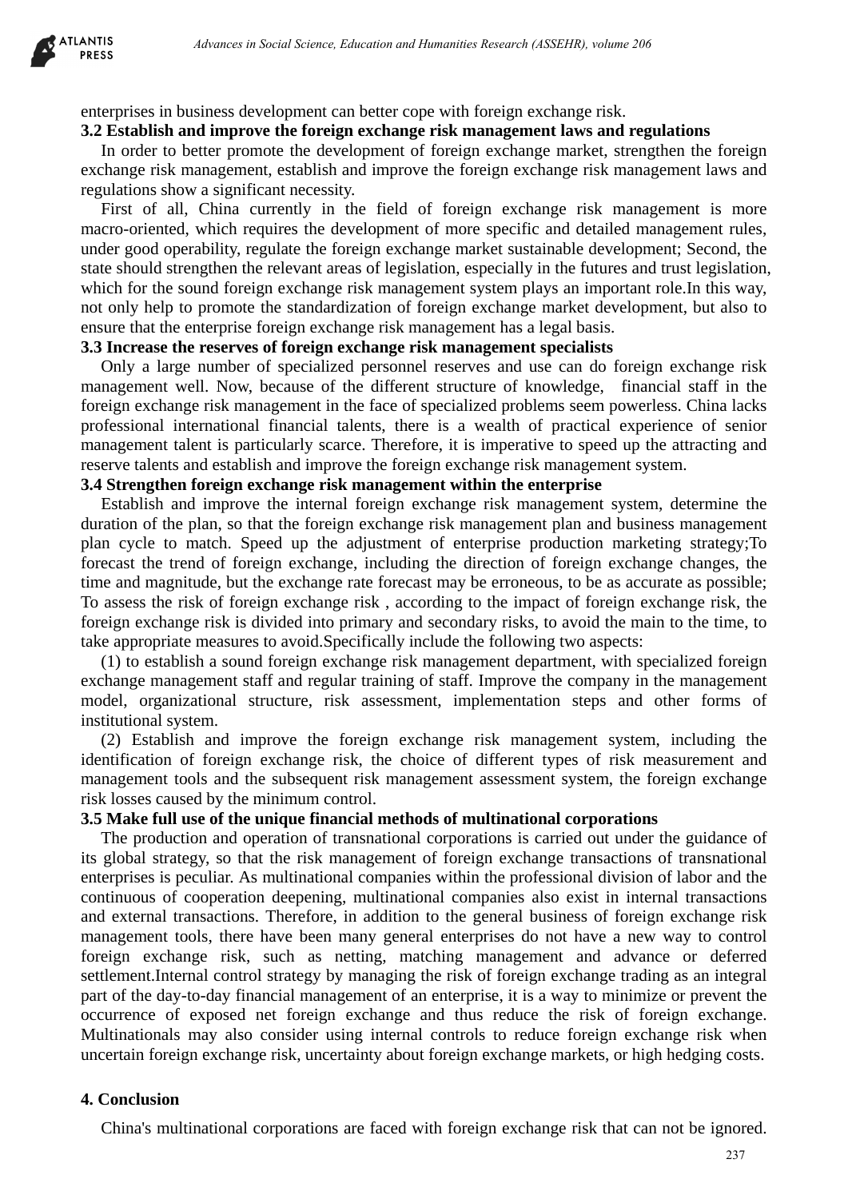enterprises in business development can better cope with foreign exchange risk.

### 3.2 Establish and improve the foreign exchange risk management laws and regulations

In order to better promote the development of foreign exchange market, strengthen the foreign exchange risk management, establish and improve the foreign exchange risk management laws and regulations show a significant necessity.

First of all, China currently in the field of foreign exchange risk management is more macro-oriented, which requires the development of more specific and detailed management rules, under good operability, regulate the foreign exchange market sustainable development; Second, the state should strengthen the relevant areas of legislation, especially in the futures and trust legislation, which for the sound foreign exchange risk management system plays an important role.In this way, not only help to promote the standardization of foreign exchange market development, but also to ensure that the enterprise foreign exchange risk management has a legal basis.

### 3.3 Increase the reserves of foreign exchange risk management specialists

Only a large number of specialized personnel reserves and use can do foreign exchange risk management well. Now, because of the different structure of knowledge, financial staff in the foreign exchange risk management in the face of specialized problems seem powerless. China lacks professional international financial talents, there is a wealth of practical experience of senior management talent is particularly scarce. Therefore, it is imperative to speed up the attracting and reserve talents and establish and improve the foreign exchange risk management system.

### 3.4 Strengthen foreign exchange risk management within the enterprise

Establish and improve the internal foreign exchange risk management system, determine the duration of the plan, so that the foreign exchange risk management plan and business management plan cycle to match. Speed up the adjustment of enterprise production marketing strategy;To forecast the trend of foreign exchange, including the direction of foreign exchange changes, the time and magnitude, but the exchange rate forecast may be erroneous, to be as accurate as possible; To assess the risk of foreign exchange risk , according to the impact of foreign exchange risk, the foreign exchange risk is divided into primary and secondary risks, to avoid the main to the time, to take appropriate measures to avoid.Specifically include the following two aspects:

(1) to establish a sound foreign exchange risk management department, with specialized foreign exchange management staff and regular training of staff. Improve the company in the management model, organizational structure, risk assessment, implementation steps and other forms of institutional system.

(2) Establish and improve the foreign exchange risk management system, including the identification of foreign exchange risk, the choice of different types of risk measurement and management tools and the subsequent risk management assessment system, the foreign exchange risk losses caused by the minimum control.

### 3.5 Make full use of the unique financial methods of multinational corporations

The production and operation of transnational corporations is carried out under the guidance of its global strategy, so that the risk management of foreign exchange transactions of transnational enterprises is peculiar. As multinational companies within the professional division of labor and the continuous of cooperation deepening, multinational companies also exist in internal transactions and external transactions. Therefore, in addition to the general business of foreign exchange risk management tools, there have been many general enterprises do not have a new way to control foreign exchange risk, such as netting, matching management and advance or deferred settlement.Internal control strategy by managing the risk of foreign exchange trading as an integral part of the day-to-day financial management of an enterprise, it is a way to minimize or prevent the occurrence of exposed net foreign exchange and thus reduce the risk of foreign exchange. Multinationals may also consider using internal controls to reduce foreign exchange risk when uncertain foreign exchange risk, uncertainty about foreign exchange markets, or high hedging costs.

## 4. Conclusion

China's multinational corporations are faced with foreign exchange risk that can not be ignored.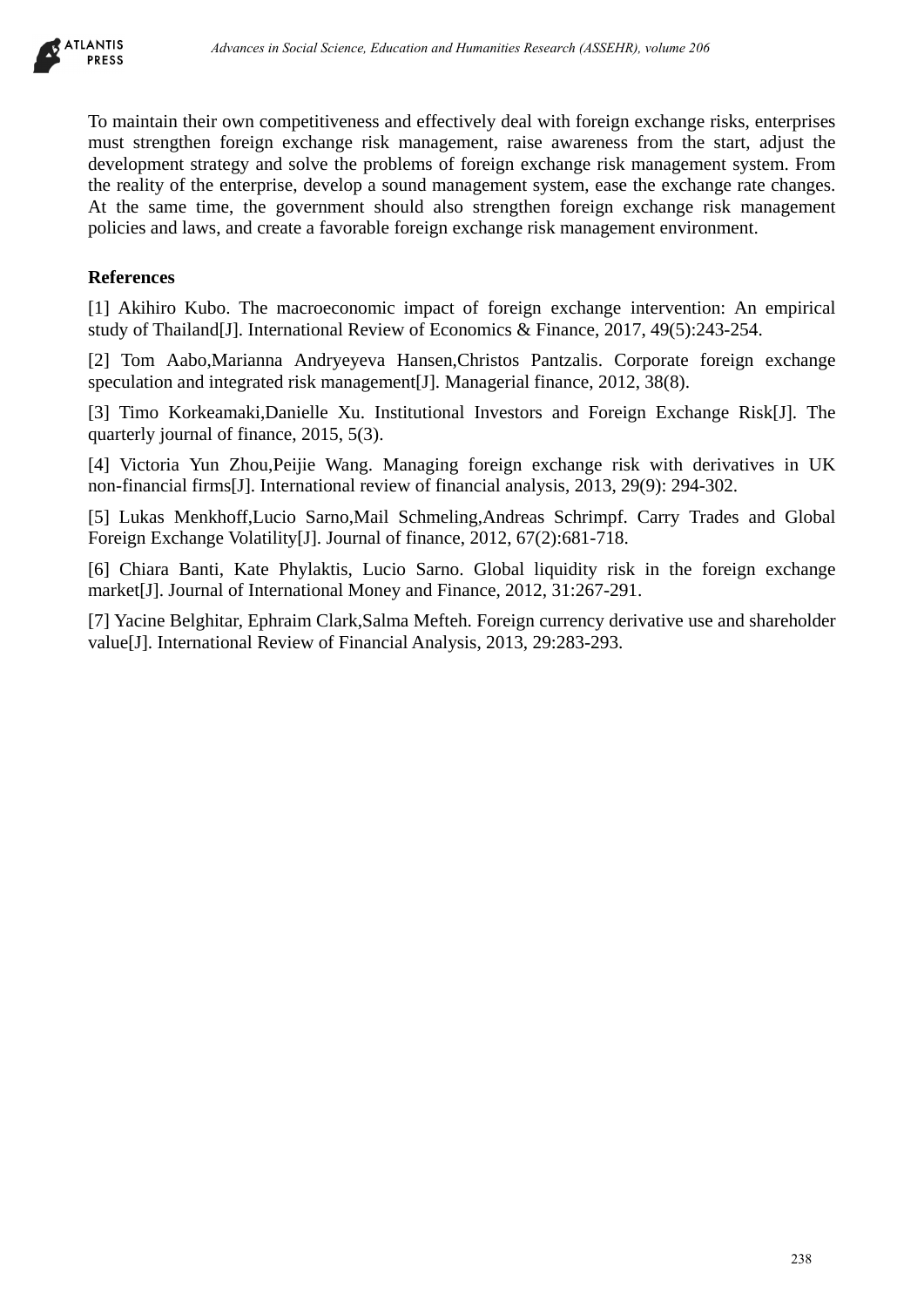To maintain their own competitiveness and effectively deal with foreign exchange risks, enterprises must strengthen foreign exchange risk management, raise awareness from the start, adjust the development strategy and solve the problems of foreign exchange risk management system. From the reality of the enterprise, develop a sound management system, ease the exchange rate changes. At the same time, the government should also strengthen foreign exchange risk management policies and laws, and create a favorable foreign exchange risk management environment.

## References

[1] Akihiro Kubo. The macroeconomic impact of foreign exchange intervention: An empirical study of Thailand[J]. International Review of Economics & Finance, 2017, 49(5):243-254.

[2] Tom Aabo,Marianna Andryeyeva Hansen,Christos Pantzalis. Corporate foreign exchange speculation and integrated risk management[J]. Managerial finance, 2012, 38(8).

[3] Timo Korkeamaki,Danielle Xu. Institutional Investors and Foreign Exchange Risk[J]. The quarterly journal of finance, 2015, 5(3).

[4] Victoria Yun Zhou,Peijie Wang. Managing foreign exchange risk with derivatives in UK non-financial firms[J]. International review of financial analysis, 2013, 29(9): 294-302.

[5] Lukas Menkhoff,Lucio Sarno,Mail Schmeling,Andreas Schrimpf. Carry Trades and Global Foreign Exchange Volatility[J]. Journal of finance, 2012, 67(2):681-718.

[6] Chiara Banti, Kate Phylaktis, Lucio Sarno. Global liquidity risk in the foreign exchange market[J]. Journal of International Money and Finance, 2012, 31:267-291.

[7] Yacine Belghitar, Ephraim Clark,Salma Mefteh. Foreign currency derivative use and shareholder value[J]. International Review of Financial Analysis, 2013, 29:283-293.